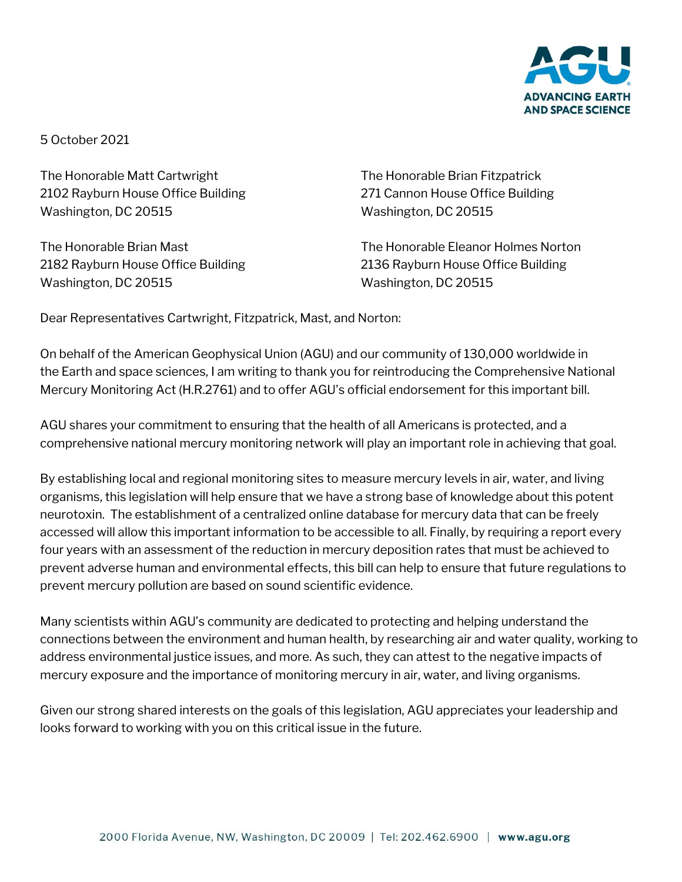5 October 2021

The Honorable Matt Cartwright
2102 Rayburn House Office Building
Washington, DC 20515

The Honorable Brian Fitzpatrick
271 Cannon House Office Building
Washington, DC 20515

The Honorable Brian Mast
2182 Rayburn House Office Building
Washington, DC 20515

The Honorable Eleanor Holmes Norton
2136 Rayburn House Office Building
Washington, DC 20515

Dear Representatives Cartwright, Fitzpatrick, Mast, and Norton:

On behalf of the American Geophysical Union (AGU) and our community of 130,000 worldwide in the Earth and space sciences, I am writing to thank you for reintroducing the Comprehensive National Mercury Monitoring Act (H.R.2761) and to offer AGU's official endorsement for this important bill.

AGU shares your commitment to ensuring that the health of all Americans is protected, and a comprehensive national mercury monitoring network will play an important role in achieving that goal.

By establishing local and regional monitoring sites to measure mercury levels in air, water, and living organisms, this legislation will help ensure that we have a strong base of knowledge about this potent neurotoxin. The establishment of a centralized online database for mercury data that can be freely accessed will allow this important information to be accessible to all. Finally, by requiring a report every four years with an assessment of the reduction in mercury deposition rates that must be achieved to prevent adverse human and environmental effects, this bill can help to ensure that future regulations to prevent mercury pollution are based on sound scientific evidence.

Many scientists within AGU's community are dedicated to protecting and helping understand the connections between the environment and human health, by researching air and water quality, working to address environmental justice issues, and more. As such, they can attest to the negative impacts of mercury exposure and the importance of monitoring mercury in air, water, and living organisms.

Given our strong shared interests on the goals of this legislation, AGU appreciates your leadership and looks forward to working with you on this critical issue in the future.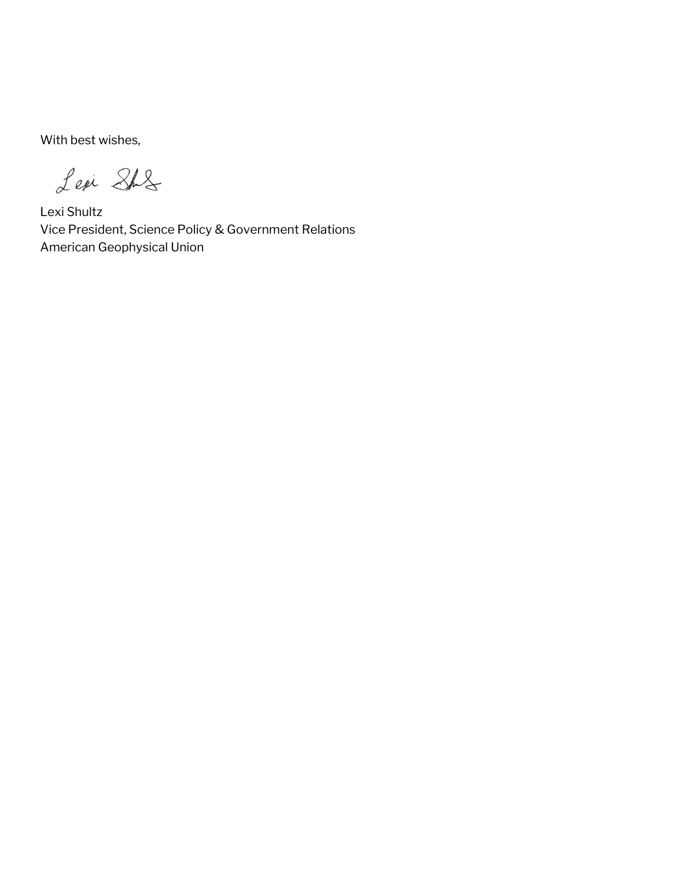With best wishes,

Lexi Shultz
Vice President, Science Policy & Government Relations
American Geophysical Union